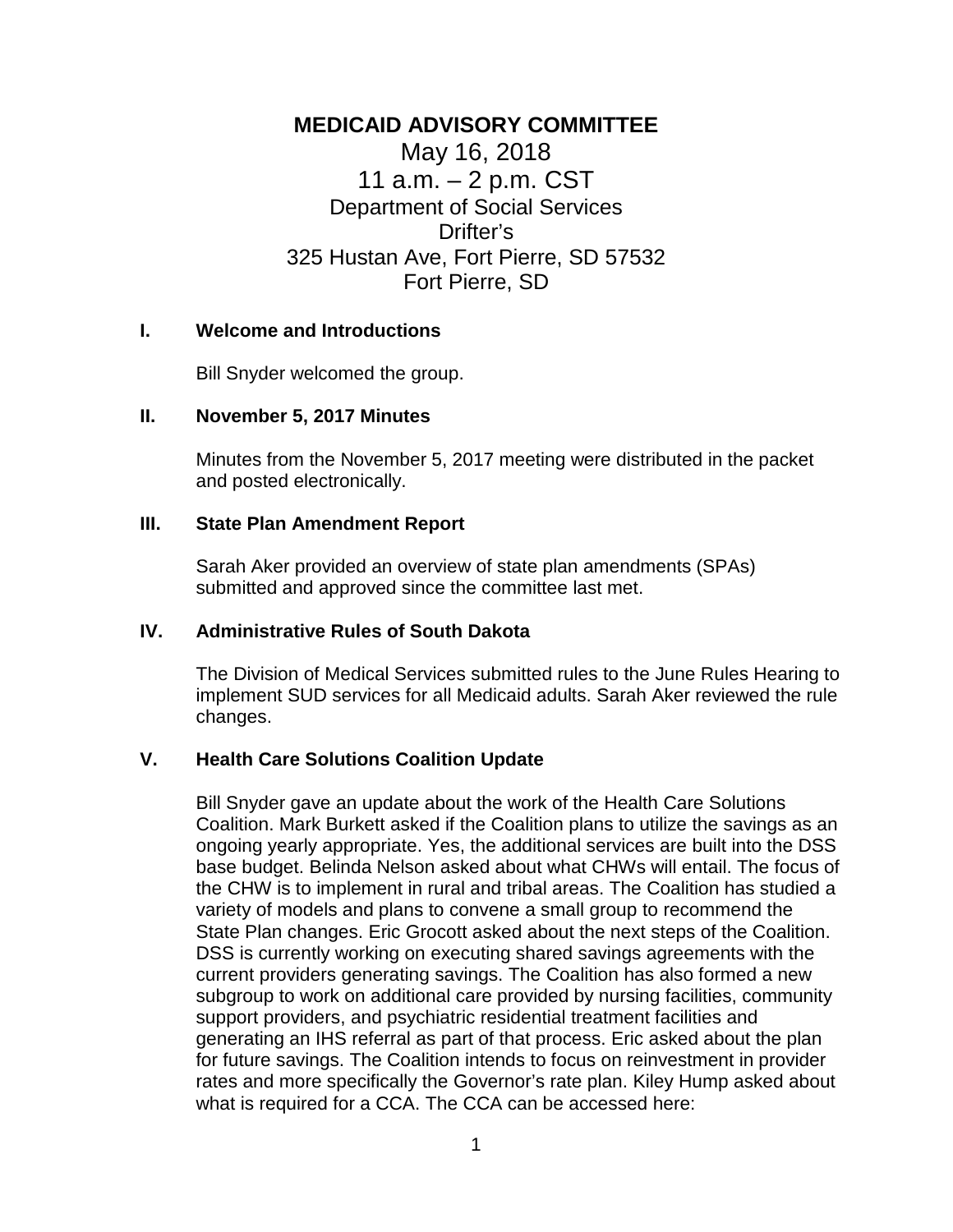# MEDICAID ADVISORY COMMITTEE

May 16, 2018
11 a.m. – 2 p.m. CST
Department of Social Services
Drifter's
325 Hustan Ave, Fort Pierre, SD 57532
Fort Pierre, SD

## I. Welcome and Introductions

Bill Snyder welcomed the group.

## II. November 5, 2017 Minutes

Minutes from the November 5, 2017 meeting were distributed in the packet and posted electronically.

## III. State Plan Amendment Report

Sarah Aker provided an overview of state plan amendments (SPAs) submitted and approved since the committee last met.

## IV. Administrative Rules of South Dakota

The Division of Medical Services submitted rules to the June Rules Hearing to implement SUD services for all Medicaid adults. Sarah Aker reviewed the rule changes.

## V. Health Care Solutions Coalition Update

Bill Snyder gave an update about the work of the Health Care Solutions Coalition. Mark Burkett asked if the Coalition plans to utilize the savings as an ongoing yearly appropriate. Yes, the additional services are built into the DSS base budget. Belinda Nelson asked about what CHWs will entail. The focus of the CHW is to implement in rural and tribal areas. The Coalition has studied a variety of models and plans to convene a small group to recommend the State Plan changes. Eric Grocott asked about the next steps of the Coalition. DSS is currently working on executing shared savings agreements with the current providers generating savings. The Coalition has also formed a new subgroup to work on additional care provided by nursing facilities, community support providers, and psychiatric residential treatment facilities and generating an IHS referral as part of that process. Eric asked about the plan for future savings. The Coalition intends to focus on reinvestment in provider rates and more specifically the Governor's rate plan. Kiley Hump asked about what is required for a CCA. The CCA can be accessed here: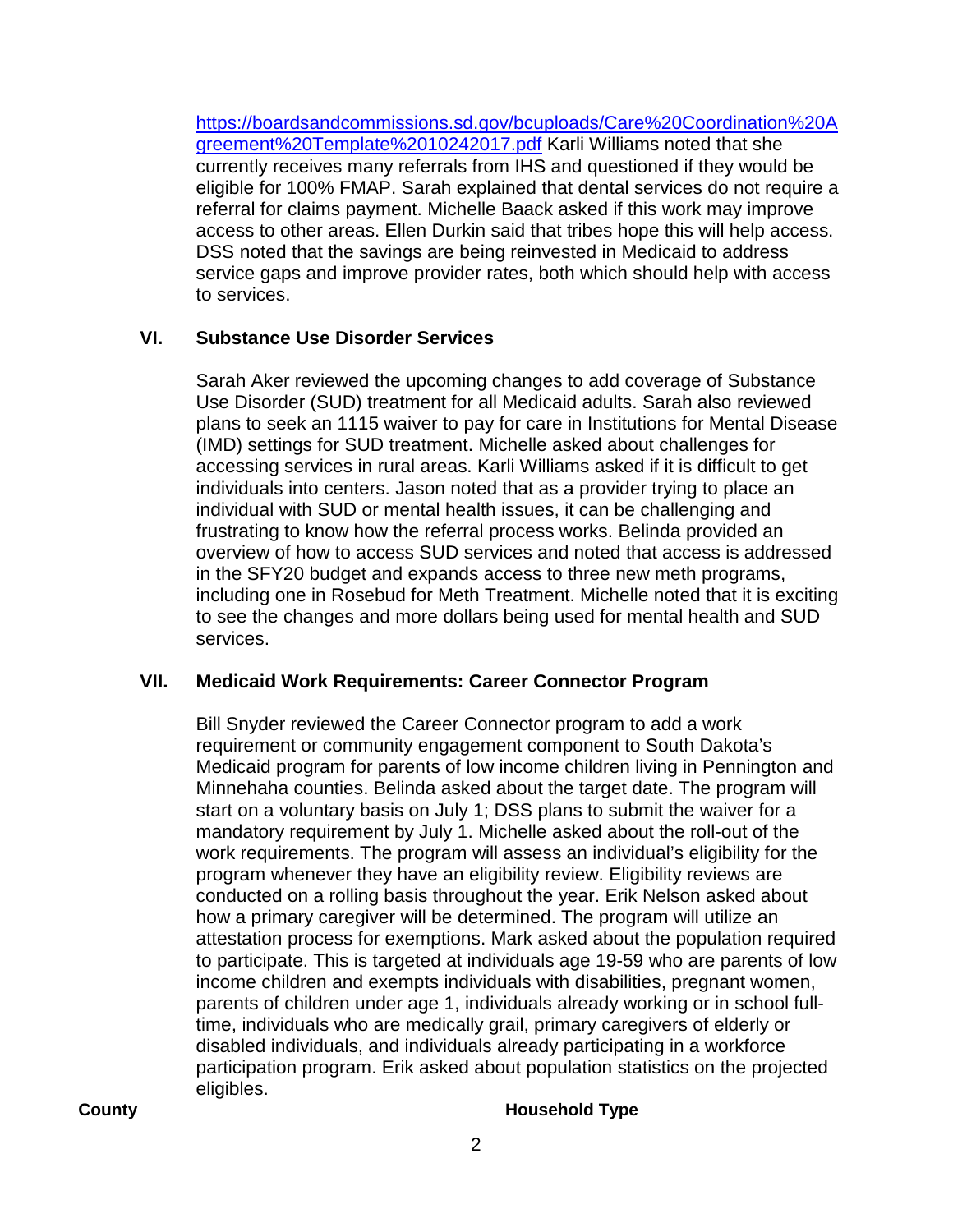https://boardsandcommissions.sd.gov/bcuploads/Care%20Coordination%20Agreement%20Template%2010242017.pdf Karli Williams noted that she currently receives many referrals from IHS and questioned if they would be eligible for 100% FMAP. Sarah explained that dental services do not require a referral for claims payment. Michelle Baack asked if this work may improve access to other areas. Ellen Durkin said that tribes hope this will help access. DSS noted that the savings are being reinvested in Medicaid to address service gaps and improve provider rates, both which should help with access to services.

## VI. Substance Use Disorder Services

Sarah Aker reviewed the upcoming changes to add coverage of Substance Use Disorder (SUD) treatment for all Medicaid adults. Sarah also reviewed plans to seek an 1115 waiver to pay for care in Institutions for Mental Disease (IMD) settings for SUD treatment. Michelle asked about challenges for accessing services in rural areas. Karli Williams asked if it is difficult to get individuals into centers. Jason noted that as a provider trying to place an individual with SUD or mental health issues, it can be challenging and frustrating to know how the referral process works. Belinda provided an overview of how to access SUD services and noted that access is addressed in the SFY20 budget and expands access to three new meth programs, including one in Rosebud for Meth Treatment. Michelle noted that it is exciting to see the changes and more dollars being used for mental health and SUD services.

## VII. Medicaid Work Requirements: Career Connector Program

Bill Snyder reviewed the Career Connector program to add a work requirement or community engagement component to South Dakota's Medicaid program for parents of low income children living in Pennington and Minnehaha counties. Belinda asked about the target date. The program will start on a voluntary basis on July 1; DSS plans to submit the waiver for a mandatory requirement by July 1. Michelle asked about the roll-out of the work requirements. The program will assess an individual's eligibility for the program whenever they have an eligibility review. Eligibility reviews are conducted on a rolling basis throughout the year. Erik Nelson asked about how a primary caregiver will be determined. The program will utilize an attestation process for exemptions. Mark asked about the population required to participate. This is targeted at individuals age 19-59 who are parents of low income children and exempts individuals with disabilities, pregnant women, parents of children under age 1, individuals already working or in school full-time, individuals who are medically grail, primary caregivers of elderly or disabled individuals, and individuals already participating in a workforce participation program. Erik asked about population statistics on the projected eligibles.

| County | Household Type |
|---|---|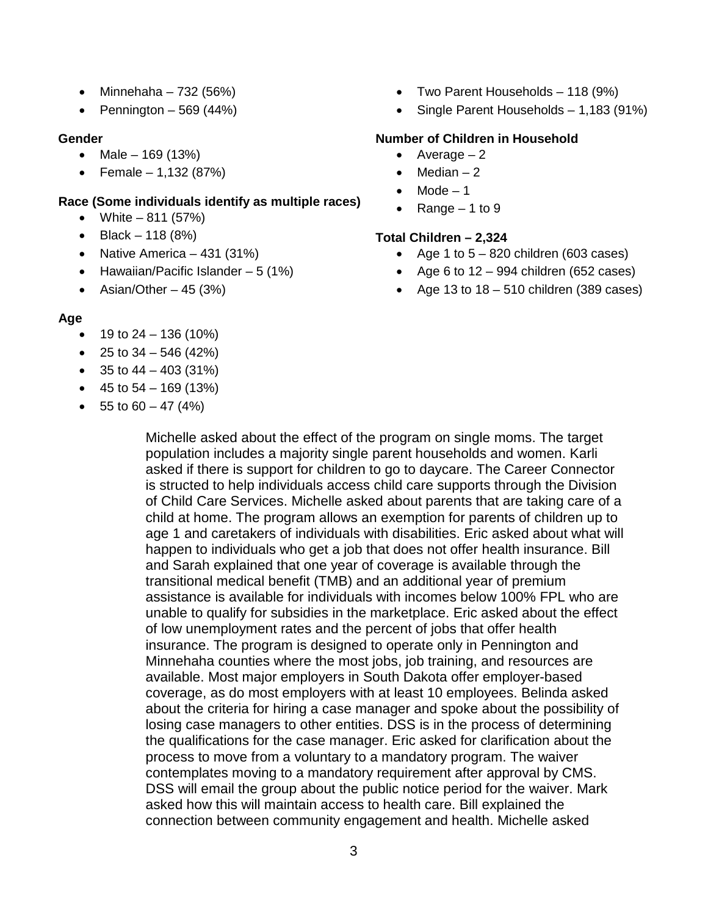- Minnehaha – 732 (56%)
- Pennington – 569 (44%)

**Gender**

- Male – 169 (13%)
- Female – 1,132 (87%)

**Race (Some individuals identify as multiple races)**

- White – 811 (57%)
- Black – 118 (8%)
- Native America – 431 (31%)
- Hawaiian/Pacific Islander – 5 (1%)
- Asian/Other – 45 (3%)

**Age**

- 19 to 24 – 136 (10%)
- 25 to 34 – 546 (42%)
- 35 to 44 – 403 (31%)
- 45 to 54 – 169 (13%)
- 55 to 60 – 47 (4%)

- Two Parent Households – 118 (9%)
- Single Parent Households – 1,183 (91%)

**Number of Children in Household**

- Average – 2
- Median – 2
- Mode – 1
- Range – 1 to 9

**Total Children – 2,324**

- Age 1 to 5 – 820 children (603 cases)
- Age 6 to 12 – 994 children (652 cases)
- Age 13 to 18 – 510 children (389 cases)

Michelle asked about the effect of the program on single moms. The target population includes a majority single parent households and women. Karli asked if there is support for children to go to daycare. The Career Connector is structed to help individuals access child care supports through the Division of Child Care Services. Michelle asked about parents that are taking care of a child at home. The program allows an exemption for parents of children up to age 1 and caretakers of individuals with disabilities. Eric asked about what will happen to individuals who get a job that does not offer health insurance. Bill and Sarah explained that one year of coverage is available through the transitional medical benefit (TMB) and an additional year of premium assistance is available for individuals with incomes below 100% FPL who are unable to qualify for subsidies in the marketplace. Eric asked about the effect of low unemployment rates and the percent of jobs that offer health insurance. The program is designed to operate only in Pennington and Minnehaha counties where the most jobs, job training, and resources are available. Most major employers in South Dakota offer employer-based coverage, as do most employers with at least 10 employees. Belinda asked about the criteria for hiring a case manager and spoke about the possibility of losing case managers to other entities. DSS is in the process of determining the qualifications for the case manager. Eric asked for clarification about the process to move from a voluntary to a mandatory program. The waiver contemplates moving to a mandatory requirement after approval by CMS. DSS will email the group about the public notice period for the waiver. Mark asked how this will maintain access to health care. Bill explained the connection between community engagement and health. Michelle asked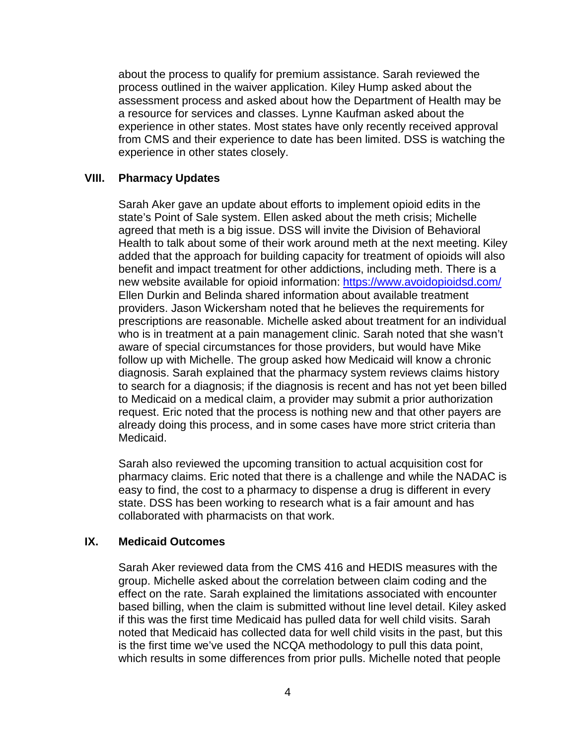about the process to qualify for premium assistance. Sarah reviewed the process outlined in the waiver application. Kiley Hump asked about the assessment process and asked about how the Department of Health may be a resource for services and classes. Lynne Kaufman asked about the experience in other states. Most states have only recently received approval from CMS and their experience to date has been limited. DSS is watching the experience in other states closely.

## VIII. Pharmacy Updates

Sarah Aker gave an update about efforts to implement opioid edits in the state's Point of Sale system. Ellen asked about the meth crisis; Michelle agreed that meth is a big issue. DSS will invite the Division of Behavioral Health to talk about some of their work around meth at the next meeting. Kiley added that the approach for building capacity for treatment of opioids will also benefit and impact treatment for other addictions, including meth. There is a new website available for opioid information: [https://www.avoidopioidsd.com/](https://www.avoidopioidsd.com/) Ellen Durkin and Belinda shared information about available treatment providers. Jason Wickersham noted that he believes the requirements for prescriptions are reasonable. Michelle asked about treatment for an individual who is in treatment at a pain management clinic. Sarah noted that she wasn't aware of special circumstances for those providers, but would have Mike follow up with Michelle. The group asked how Medicaid will know a chronic diagnosis. Sarah explained that the pharmacy system reviews claims history to search for a diagnosis; if the diagnosis is recent and has not yet been billed to Medicaid on a medical claim, a provider may submit a prior authorization request. Eric noted that the process is nothing new and that other payers are already doing this process, and in some cases have more strict criteria than Medicaid.

Sarah also reviewed the upcoming transition to actual acquisition cost for pharmacy claims. Eric noted that there is a challenge and while the NADAC is easy to find, the cost to a pharmacy to dispense a drug is different in every state. DSS has been working to research what is a fair amount and has collaborated with pharmacists on that work.

## IX. Medicaid Outcomes

Sarah Aker reviewed data from the CMS 416 and HEDIS measures with the group. Michelle asked about the correlation between claim coding and the effect on the rate. Sarah explained the limitations associated with encounter based billing, when the claim is submitted without line level detail. Kiley asked if this was the first time Medicaid has pulled data for well child visits. Sarah noted that Medicaid has collected data for well child visits in the past, but this is the first time we've used the NCQA methodology to pull this data point, which results in some differences from prior pulls. Michelle noted that people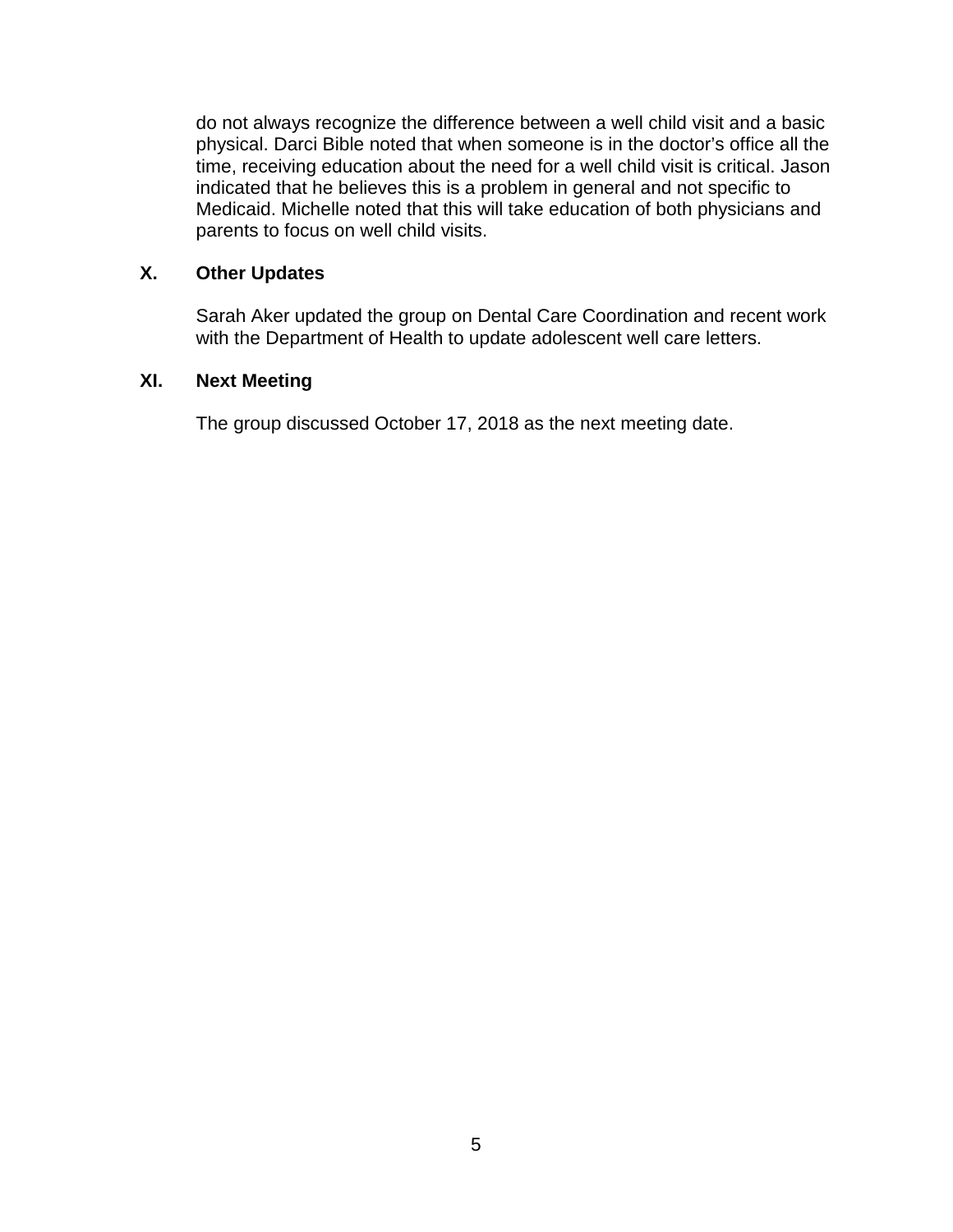do not always recognize the difference between a well child visit and a basic physical. Darci Bible noted that when someone is in the doctor's office all the time, receiving education about the need for a well child visit is critical. Jason indicated that he believes this is a problem in general and not specific to Medicaid. Michelle noted that this will take education of both physicians and parents to focus on well child visits.

## X. Other Updates

Sarah Aker updated the group on Dental Care Coordination and recent work with the Department of Health to update adolescent well care letters.

## XI. Next Meeting

The group discussed October 17, 2018 as the next meeting date.